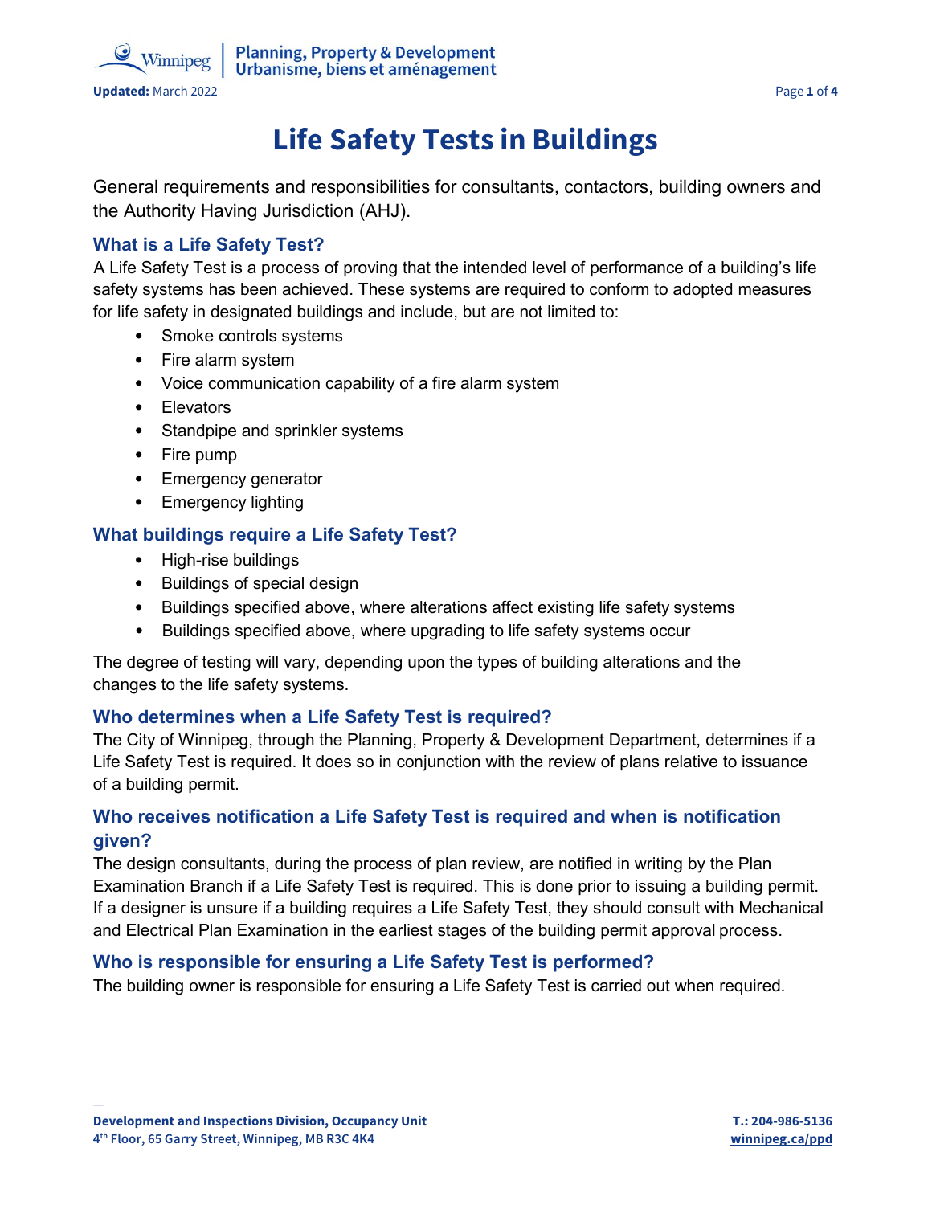# Life Safety Tests in Buildings

General requirements and responsibilities for consultants, contactors, building owners and the Authority Having Jurisdiction (AHJ).

## What is a Life Safety Test?

A Life Safety Test is a process of proving that the intended level of performance of a building's life safety systems has been achieved. These systems are required to conform to adopted measures for life safety in designated buildings and include, but are not limited to:

- Smoke controls systems
- Fire alarm system
- Voice communication capability of a fire alarm system
- Elevators
- Standpipe and sprinkler systems
- Fire pump
- Emergency generator
- Emergency lighting

## What buildings require a Life Safety Test?

- High-rise buildings
- Buildings of special design
- Buildings specified above, where alterations affect existing life safety systems
- Buildings specified above, where upgrading to life safety systems occur

The degree of testing will vary, depending upon the types of building alterations and the changes to the life safety systems.

## Who determines when a Life Safety Test is required?

The City of Winnipeg, through the Planning, Property & Development Department, determines if a Life Safety Test is required. It does so in conjunction with the review of plans relative to issuance of a building permit.

## Who receives notification a Life Safety Test is required and when is notification given?

The design consultants, during the process of plan review, are notified in writing by the Plan Examination Branch if a Life Safety Test is required. This is done prior to issuing a building permit. If a designer is unsure if a building requires a Life Safety Test, they should consult with Mechanical and Electrical Plan Examination in the earliest stages of the building permit approval process.

## Who is responsible for ensuring a Life Safety Test is performed?

The building owner is responsible for ensuring a Life Safety Test is carried out when required.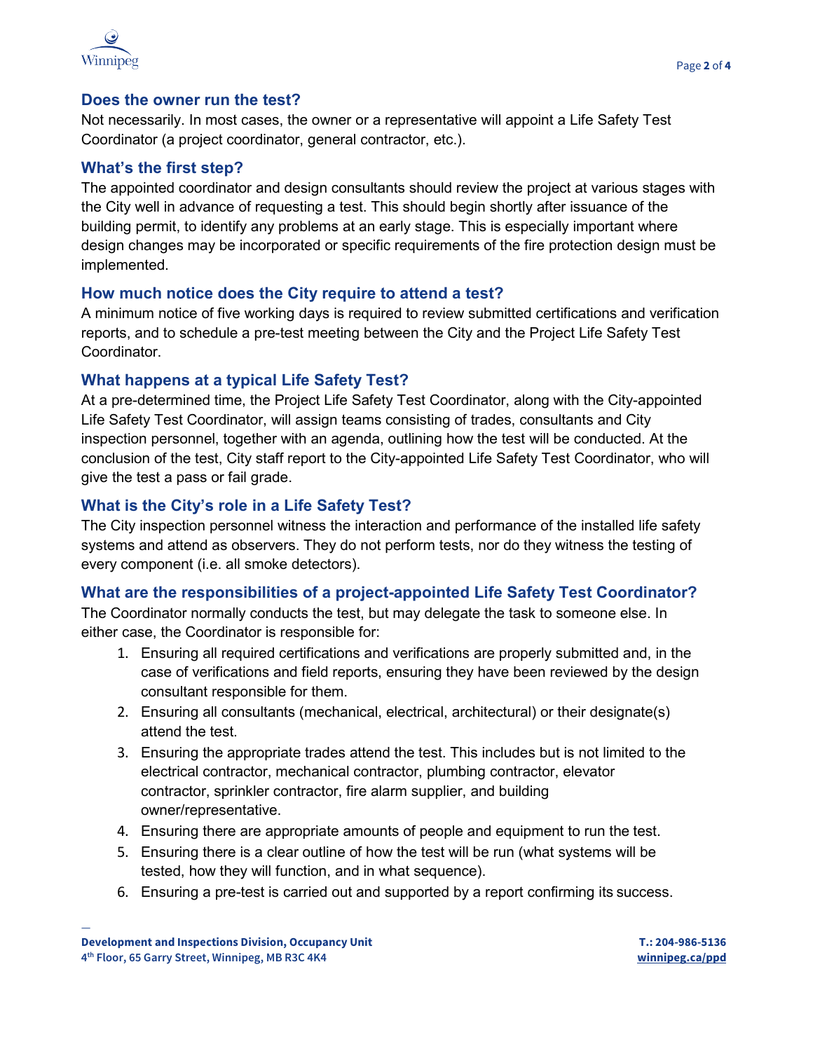### Does the owner run the test?

Not necessarily. In most cases, the owner or a representative will appoint a Life Safety Test Coordinator (a project coordinator, general contractor, etc.).

### What's the first step?

The appointed coordinator and design consultants should review the project at various stages with the City well in advance of requesting a test. This should begin shortly after issuance of the building permit, to identify any problems at an early stage. This is especially important where design changes may be incorporated or specific requirements of the fire protection design must be implemented.

### How much notice does the City require to attend a test?

A minimum notice of five working days is required to review submitted certifications and verification reports, and to schedule a pre-test meeting between the City and the Project Life Safety Test Coordinator.

### What happens at a typical Life Safety Test?

At a pre-determined time, the Project Life Safety Test Coordinator, along with the City-appointed Life Safety Test Coordinator, will assign teams consisting of trades, consultants and City inspection personnel, together with an agenda, outlining how the test will be conducted. At the conclusion of the test, City staff report to the City-appointed Life Safety Test Coordinator, who will give the test a pass or fail grade.

### What is the City's role in a Life Safety Test?

The City inspection personnel witness the interaction and performance of the installed life safety systems and attend as observers. They do not perform tests, nor do they witness the testing of every component (i.e. all smoke detectors).

### What are the responsibilities of a project-appointed Life Safety Test Coordinator?

The Coordinator normally conducts the test, but may delegate the task to someone else. In either case, the Coordinator is responsible for:

1. Ensuring all required certifications and verifications are properly submitted and, in the case of verifications and field reports, ensuring they have been reviewed by the design consultant responsible for them.
2. Ensuring all consultants (mechanical, electrical, architectural) or their designate(s) attend the test.
3. Ensuring the appropriate trades attend the test. This includes but is not limited to the electrical contractor, mechanical contractor, plumbing contractor, elevator contractor, sprinkler contractor, fire alarm supplier, and building owner/representative.
4. Ensuring there are appropriate amounts of people and equipment to run the test.
5. Ensuring there is a clear outline of how the test will be run (what systems will be tested, how they will function, and in what sequence).
6. Ensuring a pre-test is carried out and supported by a report confirming its success.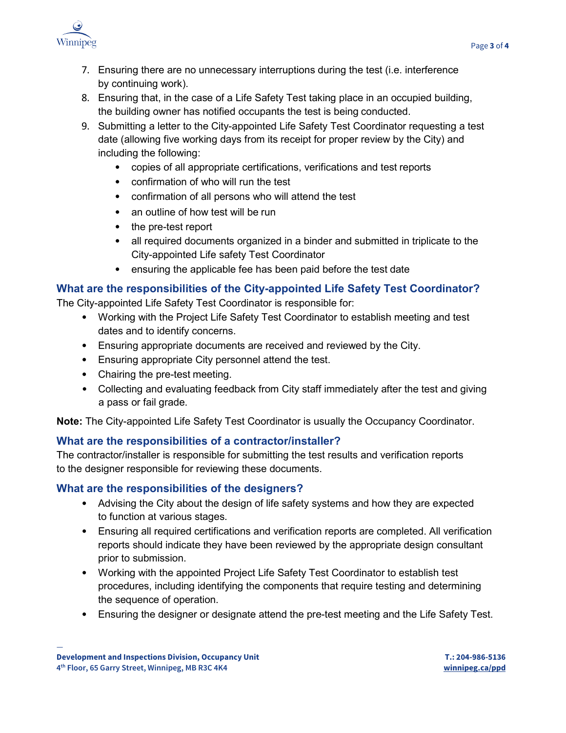7. Ensuring there are no unnecessary interruptions during the test (i.e. interference by continuing work).
8. Ensuring that, in the case of a Life Safety Test taking place in an occupied building, the building owner has notified occupants the test is being conducted.
9. Submitting a letter to the City-appointed Life Safety Test Coordinator requesting a test date (allowing five working days from its receipt for proper review by the City) and including the following:
   - copies of all appropriate certifications, verifications and test reports
   - confirmation of who will run the test
   - confirmation of all persons who will attend the test
   - an outline of how test will be run
   - the pre-test report
   - all required documents organized in a binder and submitted in triplicate to the City-appointed Life safety Test Coordinator
   - ensuring the applicable fee has been paid before the test date

## What are the responsibilities of the City-appointed Life Safety Test Coordinator?

The City-appointed Life Safety Test Coordinator is responsible for:

- Working with the Project Life Safety Test Coordinator to establish meeting and test dates and to identify concerns.
- Ensuring appropriate documents are received and reviewed by the City.
- Ensuring appropriate City personnel attend the test.
- Chairing the pre-test meeting.
- Collecting and evaluating feedback from City staff immediately after the test and giving a pass or fail grade.

**Note:** The City-appointed Life Safety Test Coordinator is usually the Occupancy Coordinator.

## What are the responsibilities of a contractor/installer?

The contractor/installer is responsible for submitting the test results and verification reports to the designer responsible for reviewing these documents.

## What are the responsibilities of the designers?

- Advising the City about the design of life safety systems and how they are expected to function at various stages.
- Ensuring all required certifications and verification reports are completed. All verification reports should indicate they have been reviewed by the appropriate design consultant prior to submission.
- Working with the appointed Project Life Safety Test Coordinator to establish test procedures, including identifying the components that require testing and determining the sequence of operation.
- Ensuring the designer or designate attend the pre-test meeting and the Life Safety Test.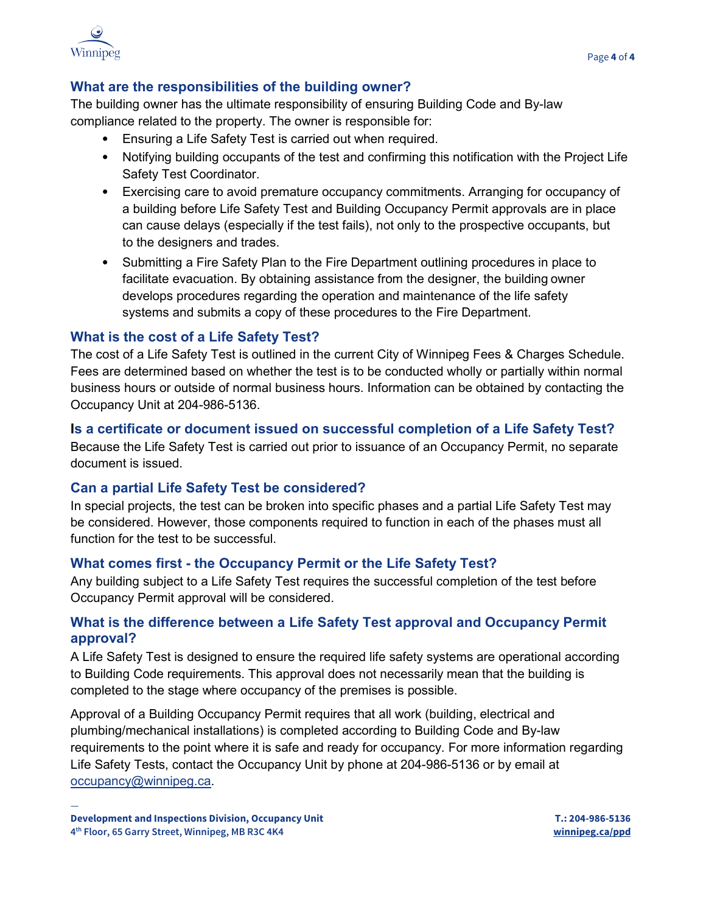## What are the responsibilities of the building owner?

The building owner has the ultimate responsibility of ensuring Building Code and By-law compliance related to the property. The owner is responsible for:

- Ensuring a Life Safety Test is carried out when required.
- Notifying building occupants of the test and confirming this notification with the Project Life Safety Test Coordinator.
- Exercising care to avoid premature occupancy commitments. Arranging for occupancy of a building before Life Safety Test and Building Occupancy Permit approvals are in place can cause delays (especially if the test fails), not only to the prospective occupants, but to the designers and trades.
- Submitting a Fire Safety Plan to the Fire Department outlining procedures in place to facilitate evacuation. By obtaining assistance from the designer, the building owner develops procedures regarding the operation and maintenance of the life safety systems and submits a copy of these procedures to the Fire Department.

## What is the cost of a Life Safety Test?

The cost of a Life Safety Test is outlined in the current City of Winnipeg Fees & Charges Schedule. Fees are determined based on whether the test is to be conducted wholly or partially within normal business hours or outside of normal business hours. Information can be obtained by contacting the Occupancy Unit at 204-986-5136.

## Is a certificate or document issued on successful completion of a Life Safety Test?

Because the Life Safety Test is carried out prior to issuance of an Occupancy Permit, no separate document is issued.

## Can a partial Life Safety Test be considered?

In special projects, the test can be broken into specific phases and a partial Life Safety Test may be considered. However, those components required to function in each of the phases must all function for the test to be successful.

## What comes first - the Occupancy Permit or the Life Safety Test?

Any building subject to a Life Safety Test requires the successful completion of the test before Occupancy Permit approval will be considered.

## What is the difference between a Life Safety Test approval and Occupancy Permit approval?

A Life Safety Test is designed to ensure the required life safety systems are operational according to Building Code requirements. This approval does not necessarily mean that the building is completed to the stage where occupancy of the premises is possible.

Approval of a Building Occupancy Permit requires that all work (building, electrical and plumbing/mechanical installations) is completed according to Building Code and By-law requirements to the point where it is safe and ready for occupancy. For more information regarding Life Safety Tests, contact the Occupancy Unit by phone at 204-986-5136 or by email at occupancy@winnipeg.ca.